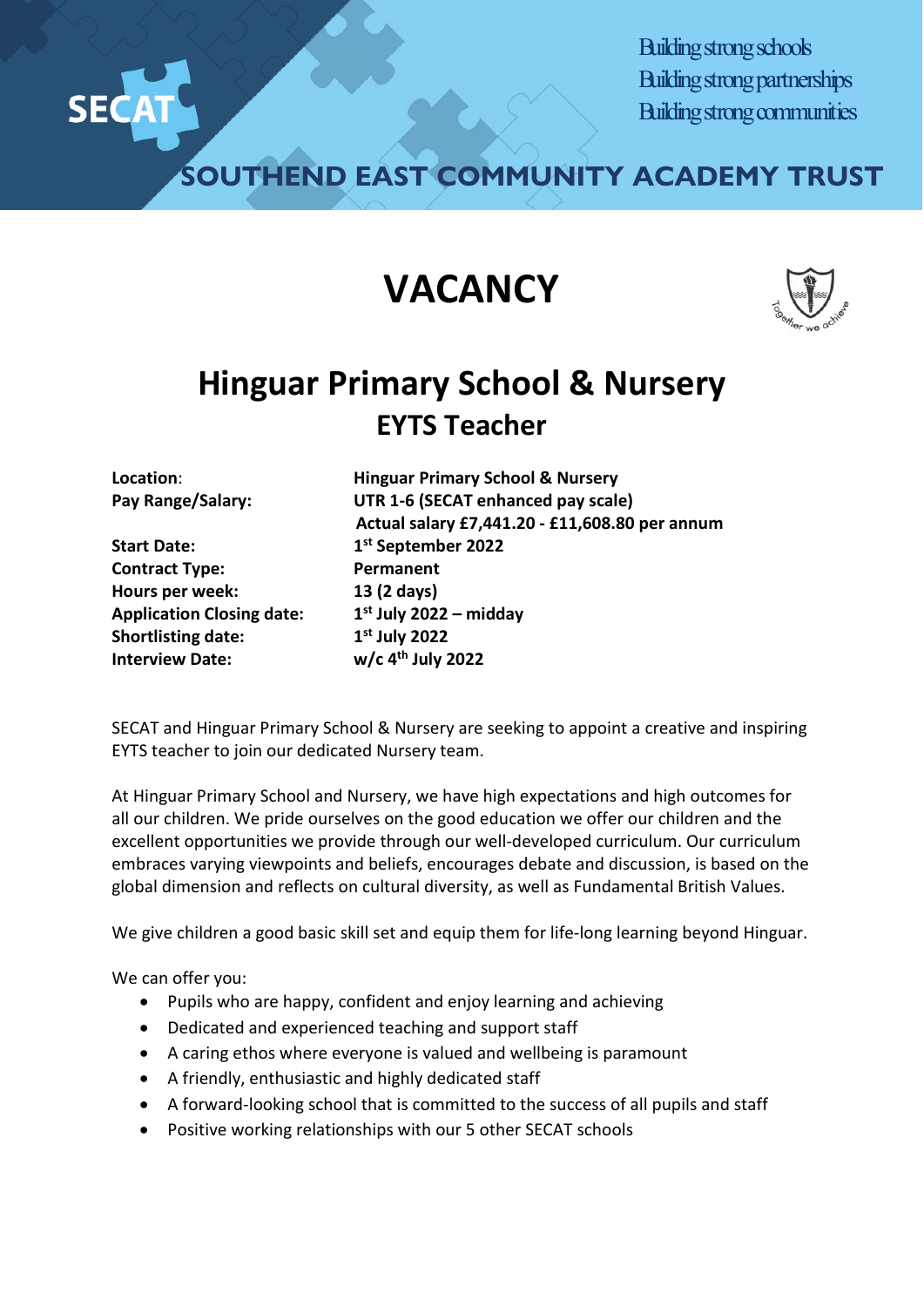SECAT

Building strong schools
Building strong partnerships
Building strong communities

SOUTHEND EAST COMMUNITY ACADEMY TRUST

# VACANCY

Together we achieve

# Hinguar Primary School & Nursery

## EYTS Teacher

| | |
|---|---|
| **Location:** | **Hinguar Primary School & Nursery** |
| **Pay Range/Salary:** | **UTR 1-6 (SECAT enhanced pay scale)** <br> **Actual salary £7,441.20 - £11,608.80 per annum** |
| **Start Date:** | **1st September 2022** |
| **Contract Type:** | **Permanent** |
| **Hours per week:** | **13 (2 days)** |
| **Application Closing date:** | **1st July 2022 – midday** |
| **Shortlisting date:** | **1st July 2022** |
| **Interview Date:** | **w/c 4th July 2022** |

SECAT and Hinguar Primary School & Nursery are seeking to appoint a creative and inspiring EYTS teacher to join our dedicated Nursery team.

At Hinguar Primary School and Nursery, we have high expectations and high outcomes for all our children. We pride ourselves on the good education we offer our children and the excellent opportunities we provide through our well-developed curriculum. Our curriculum embraces varying viewpoints and beliefs, encourages debate and discussion, is based on the global dimension and reflects on cultural diversity, as well as Fundamental British Values.

We give children a good basic skill set and equip them for life-long learning beyond Hinguar.

We can offer you:

- Pupils who are happy, confident and enjoy learning and achieving
- Dedicated and experienced teaching and support staff
- A caring ethos where everyone is valued and wellbeing is paramount
- A friendly, enthusiastic and highly dedicated staff
- A forward-looking school that is committed to the success of all pupils and staff
- Positive working relationships with our 5 other SECAT schools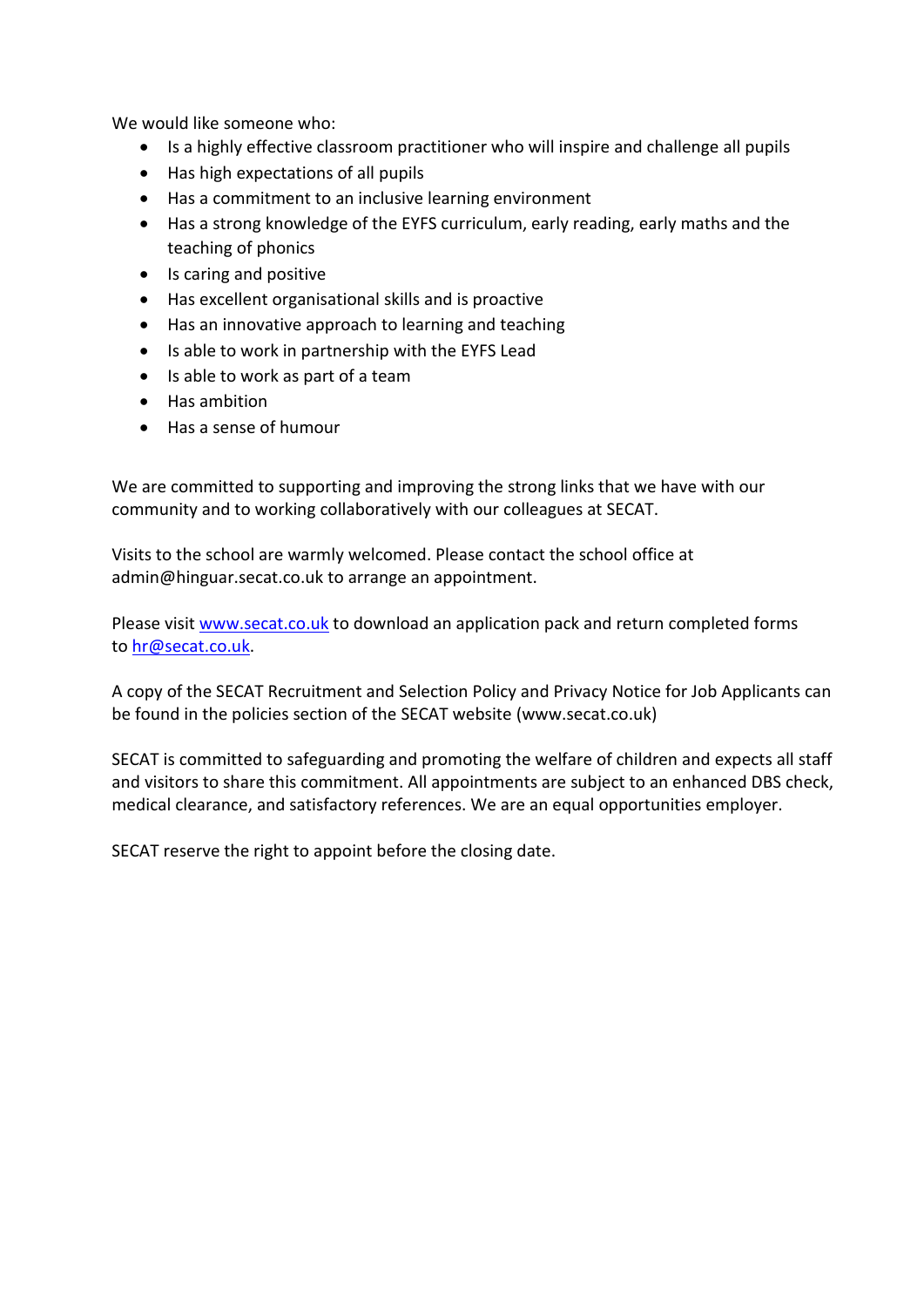We would like someone who:

- Is a highly effective classroom practitioner who will inspire and challenge all pupils
- Has high expectations of all pupils
- Has a commitment to an inclusive learning environment
- Has a strong knowledge of the EYFS curriculum, early reading, early maths and the teaching of phonics
- Is caring and positive
- Has excellent organisational skills and is proactive
- Has an innovative approach to learning and teaching
- Is able to work in partnership with the EYFS Lead
- Is able to work as part of a team
- Has ambition
- Has a sense of humour

We are committed to supporting and improving the strong links that we have with our community and to working collaboratively with our colleagues at SECAT.

Visits to the school are warmly welcomed. Please contact the school office at admin@hinguar.secat.co.uk to arrange an appointment.

Please visit [www.secat.co.uk](http://www.secat.co.uk) to download an application pack and return completed forms to [hr@secat.co.uk](mailto:hr@secat.co.uk).

A copy of the SECAT Recruitment and Selection Policy and Privacy Notice for Job Applicants can be found in the policies section of the SECAT website (www.secat.co.uk)

SECAT is committed to safeguarding and promoting the welfare of children and expects all staff and visitors to share this commitment. All appointments are subject to an enhanced DBS check, medical clearance, and satisfactory references. We are an equal opportunities employer.

SECAT reserve the right to appoint before the closing date.